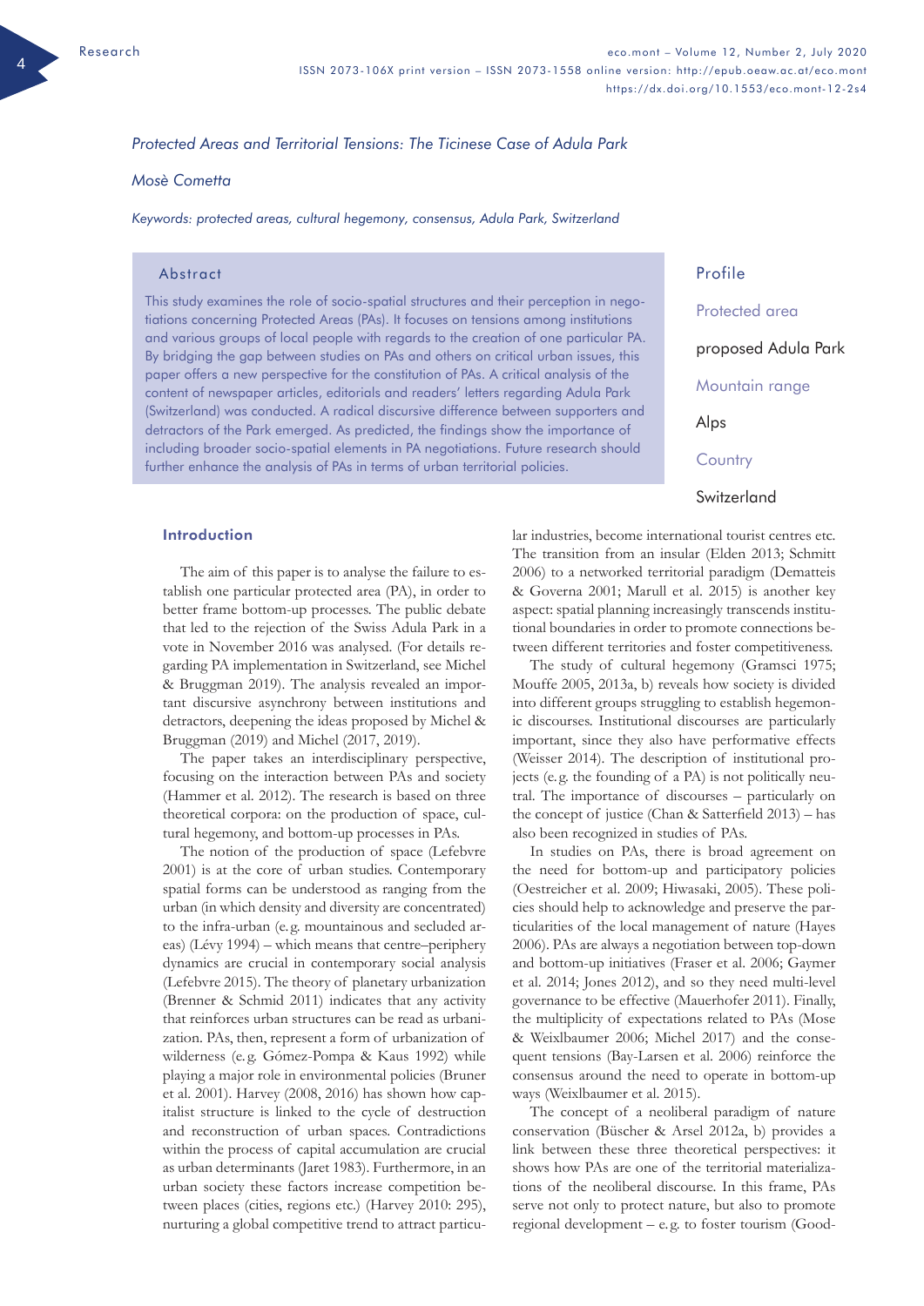*Protected Areas and Territorial Tensions: The Ticinese Case of Adula Park*

*Mosè Cometta*

*Keywords: protected areas, cultural hegemony, consensus, Adula Park, Switzerland*

## Abstract

This study examines the role of socio-spatial structures and their perception in negotiations concerning Protected Areas (PAs). It focuses on tensions among institutions and various groups of local people with regards to the creation of one particular PA. By bridging the gap between studies on PAs and others on critical urban issues, this paper offers a new perspective for the constitution of PAs. A critical analysis of the content of newspaper articles, editorials and readers' letters regarding Adula Park (Switzerland) was conducted. A radical discursive difference between supporters and detractors of the Park emerged. As predicted, the findings show the importance of including broader socio-spatial elements in PA negotiations. Future research should further enhance the analysis of PAs in terms of urban territorial policies.

## Profile

Protected area

proposed Adula Park

Mountain range

Alps

Country

Switzerland

## Introduction

The aim of this paper is to analyse the failure to establish one particular protected area (PA), in order to better frame bottom-up processes. The public debate that led to the rejection of the Swiss Adula Park in a vote in November 2016 was analysed. (For details regarding PA implementation in Switzerland, see Michel & Bruggman 2019). The analysis revealed an important discursive asynchrony between institutions and detractors, deepening the ideas proposed by Michel & Bruggman (2019) and Michel (2017, 2019).

The paper takes an interdisciplinary perspective, focusing on the interaction between PAs and society (Hammer et al. 2012). The research is based on three theoretical corpora: on the production of space, cultural hegemony, and bottom-up processes in PAs.

The notion of the production of space (Lefebvre 2001) is at the core of urban studies. Contemporary spatial forms can be understood as ranging from the urban (in which density and diversity are concentrated) to the infra-urban (e.g. mountainous and secluded areas) (Lévy 1994) – which means that centre–periphery dynamics are crucial in contemporary social analysis (Lefebvre 2015). The theory of planetary urbanization (Brenner & Schmid 2011) indicates that any activity that reinforces urban structures can be read as urbanization. PAs, then, represent a form of urbanization of wilderness (e.g. Gómez-Pompa & Kaus 1992) while playing a major role in environmental policies (Bruner et al. 2001). Harvey (2008, 2016) has shown how capitalist structure is linked to the cycle of destruction and reconstruction of urban spaces. Contradictions within the process of capital accumulation are crucial as urban determinants (Jaret 1983). Furthermore, in an urban society these factors increase competition between places (cities, regions etc.) (Harvey 2010: 295), nurturing a global competitive trend to attract particular industries, become international tourist centres etc. The transition from an insular (Elden 2013; Schmitt 2006) to a networked territorial paradigm (Dematteis & Governa 2001; Marull et al. 2015) is another key aspect: spatial planning increasingly transcends institutional boundaries in order to promote connections between different territories and foster competitiveness.

The study of cultural hegemony (Gramsci 1975; Mouffe 2005, 2013a, b) reveals how society is divided into different groups struggling to establish hegemonic discourses. Institutional discourses are particularly important, since they also have performative effects (Weisser 2014). The description of institutional projects (e.g. the founding of a PA) is not politically neutral. The importance of discourses – particularly on the concept of justice (Chan & Satterfield 2013) – has also been recognized in studies of PAs.

In studies on PAs, there is broad agreement on the need for bottom-up and participatory policies (Oestreicher et al. 2009; Hiwasaki, 2005). These policies should help to acknowledge and preserve the particularities of the local management of nature (Hayes 2006). PAs are always a negotiation between top-down and bottom-up initiatives (Fraser et al. 2006; Gaymer et al. 2014; Jones 2012), and so they need multi-level governance to be effective (Mauerhofer 2011). Finally, the multiplicity of expectations related to PAs (Mose & Weixlbaumer 2006; Michel 2017) and the consequent tensions (Bay-Larsen et al. 2006) reinforce the consensus around the need to operate in bottom-up ways (Weixlbaumer et al. 2015).

The concept of a neoliberal paradigm of nature conservation (Büscher & Arsel 2012a, b) provides a link between these three theoretical perspectives: it shows how PAs are one of the territorial materializations of the neoliberal discourse. In this frame, PAs serve not only to protect nature, but also to promote regional development – e.g. to foster tourism (Good-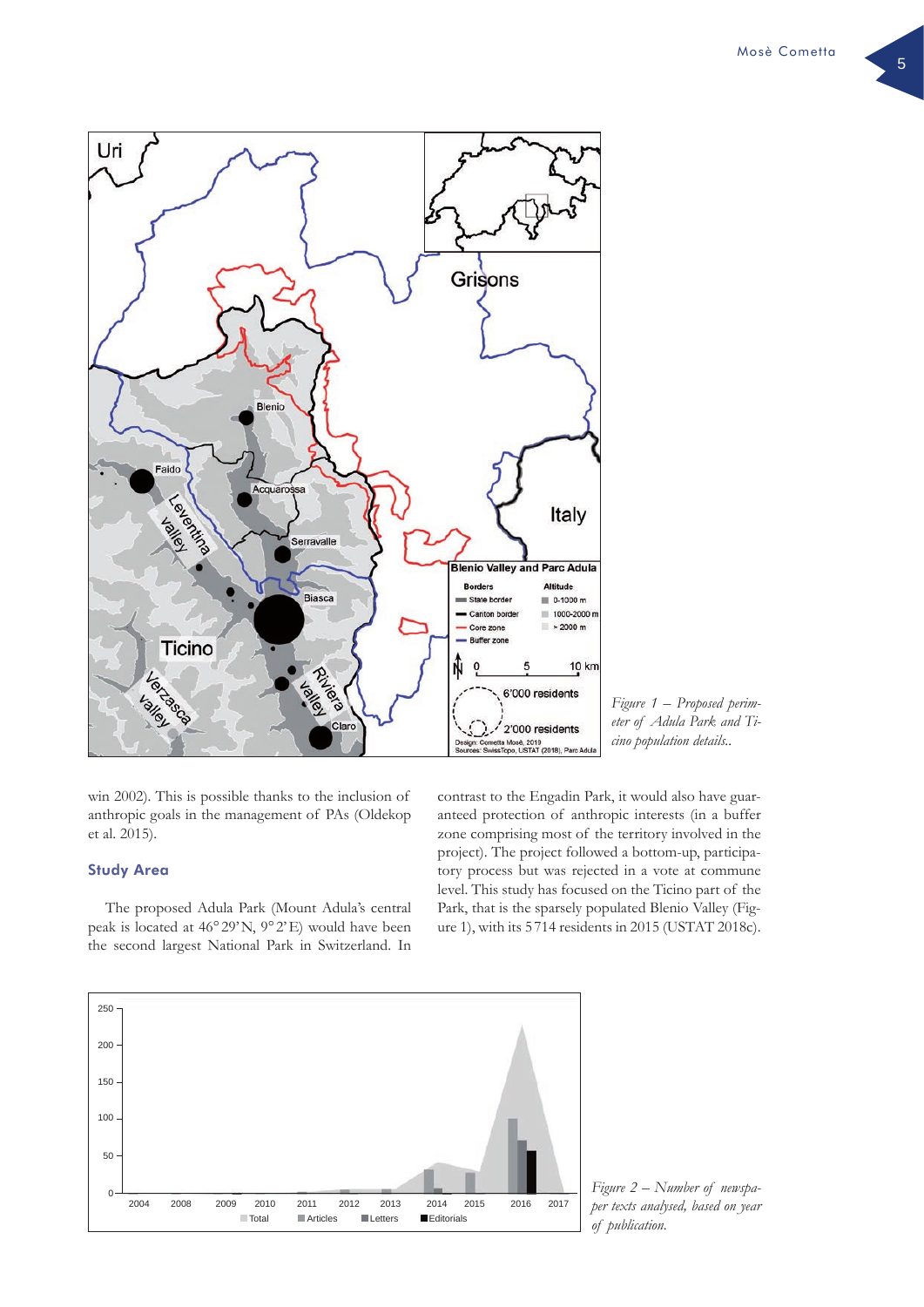*Figure 1 – Proposed perimeter of Adula Park and Ticino population details..*

win 2002). This is possible thanks to the inclusion of anthropic goals in the management of PAs (Oldekop et al. 2015).

## Study Area

The proposed Adula Park (Mount Adula's central peak is located at 46° 29' N, 9° 2' E) would have been the second largest National Park in Switzerland. In contrast to the Engadin Park, it would also have guaranteed protection of anthropic interests (in a buffer zone comprising most of the territory involved in the project). The project followed a bottom-up, participatory process but was rejected in a vote at commune level. This study has focused on the Ticino part of the Park, that is the sparsely populated Blenio Valley (Figure 1), with its 5 714 residents in 2015 (USTAT 2018c).

*Figure 2 – Number of newspaper texts analysed, based on year of publication.*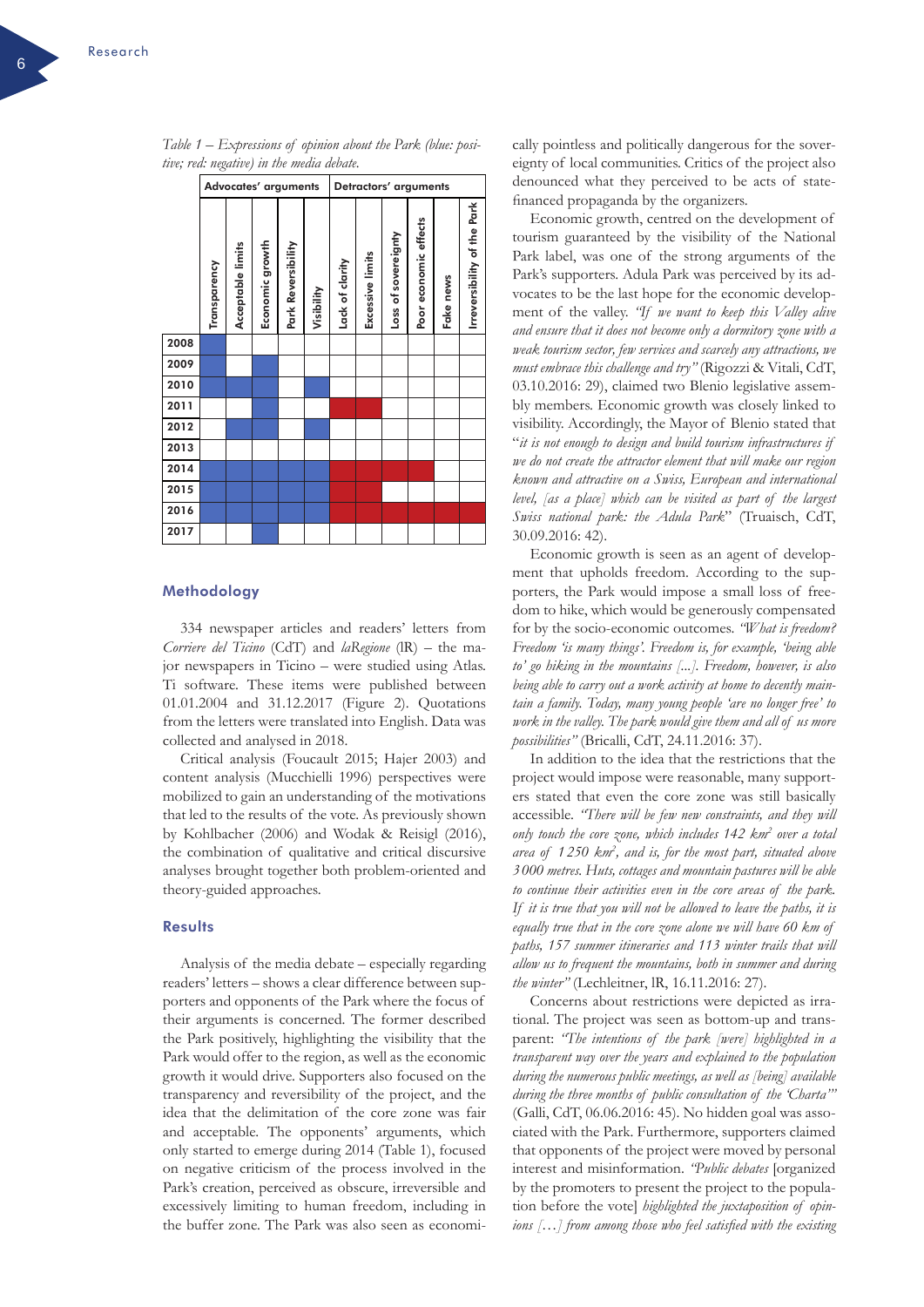*Table 1 – Expressions of opinion about the Park (blue: positive; red: negative) in the media debate.*

| | Advocates' arguments | | | | | Detractors' arguments | | | | | |
|---|---|---|---|---|---|---|---|---|---|---|---|
| | Transparency | Acceptable limits | Economic growth | Park Reversibility | Visibility | Lack of clarity | Excessive limits | Loss of sovereignty | Poor economic effects | Fake news | Irreversibility of the Park |
| 2008 | blue | | | | | | | | | | |
| 2009 | blue | | blue | | | | | | | | |
| 2010 | blue | blue | blue | | blue | | | | | | |
| 2011 | | | blue | | | red | red | | | | |
| 2012 | | blue | blue | | blue | | | | | | |
| 2013 | | | | | | | | | | | |
| 2014 | blue | blue | blue | blue | blue | red | red | red | red | | |
| 2015 | blue | blue | blue | blue | blue | red | red | | | | |
| 2016 | blue | blue | blue | blue | blue | red | red | red | red | red | red |
| 2017 | | | blue | | | | | | | | |

## Methodology

334 newspaper articles and readers' letters from *Corriere del Ticino* (CdT) and *laRegione* (lR) – the major newspapers in Ticino – were studied using Atlas.Ti software. These items were published between 01.01.2004 and 31.12.2017 (Figure 2). Quotations from the letters were translated into English. Data was collected and analysed in 2018.

Critical analysis (Foucault 2015; Hajer 2003) and content analysis (Mucchielli 1996) perspectives were mobilized to gain an understanding of the motivations that led to the results of the vote. As previously shown by Kohlbacher (2006) and Wodak & Reisigl (2016), the combination of qualitative and critical discursive analyses brought together both problem-oriented and theory-guided approaches.

## Results

Analysis of the media debate – especially regarding readers' letters – shows a clear difference between supporters and opponents of the Park where the focus of their arguments is concerned. The former described the Park positively, highlighting the visibility that the Park would offer to the region, as well as the economic growth it would drive. Supporters also focused on the transparency and reversibility of the project, and the idea that the delimitation of the core zone was fair and acceptable. The opponents' arguments, which only started to emerge during 2014 (Table 1), focused on negative criticism of the process involved in the Park's creation, perceived as obscure, irreversible and excessively limiting to human freedom, including in the buffer zone. The Park was also seen as economically pointless and politically dangerous for the sovereignty of local communities. Critics of the project also denounced what they perceived to be acts of state-financed propaganda by the organizers.

Economic growth, centred on the development of tourism guaranteed by the visibility of the National Park label, was one of the strong arguments of the Park's supporters. Adula Park was perceived by its advocates to be the last hope for the economic development of the valley. *"If we want to keep this Valley alive and ensure that it does not become only a dormitory zone with a weak tourism sector, few services and scarcely any attractions, we must embrace this challenge and try"* (Rigozzi & Vitali, CdT, 03.10.2016: 29), claimed two Blenio legislative assembly members. Economic growth was closely linked to visibility. Accordingly, the Mayor of Blenio stated that "*it is not enough to design and build tourism infrastructures if we do not create the attractor element that will make our region known and attractive on a Swiss, European and international level, [as a place] which can be visited as part of the largest Swiss national park: the Adula Park*" (Truaisch, CdT, 30.09.2016: 42).

Economic growth is seen as an agent of development that upholds freedom. According to the supporters, the Park would impose a small loss of freedom to hike, which would be generously compensated for by the socio-economic outcomes. *"What is freedom? Freedom 'is many things'. Freedom is, for example, 'being able to' go hiking in the mountains [...]. Freedom, however, is also being able to carry out a work activity at home to decently maintain a family. Today, many young people 'are no longer free' to work in the valley. The park would give them and all of us more possibilities"* (Bricalli, CdT, 24.11.2016: 37).

In addition to the idea that the restrictions that the project would impose were reasonable, many supporters stated that even the core zone was still basically accessible. *"There will be few new constraints, and they will only touch the core zone, which includes 142 km² over a total area of 1250 km², and is, for the most part, situated above 3000 metres. Huts, cottages and mountain pastures will be able to continue their activities even in the core areas of the park. If it is true that you will not be allowed to leave the paths, it is equally true that in the core zone alone we will have 60 km of paths, 157 summer itineraries and 113 winter trails that will allow us to frequent the mountains, both in summer and during the winter"* (Lechleitner, lR, 16.11.2016: 27).

Concerns about restrictions were depicted as irrational. The project was seen as bottom-up and transparent: *"The intentions of the park [were] highlighted in a transparent way over the years and explained to the population during the numerous public meetings, as well as [being] available during the three months of public consultation of the 'Charta'"* (Galli, CdT, 06.06.2016: 45). No hidden goal was associated with the Park. Furthermore, supporters claimed that opponents of the project were moved by personal interest and misinformation. *"Public debates* [organized by the promoters to present the project to the population before the vote] *highlighted the juxtaposition of opinions […] from among those who feel satisfied with the existing*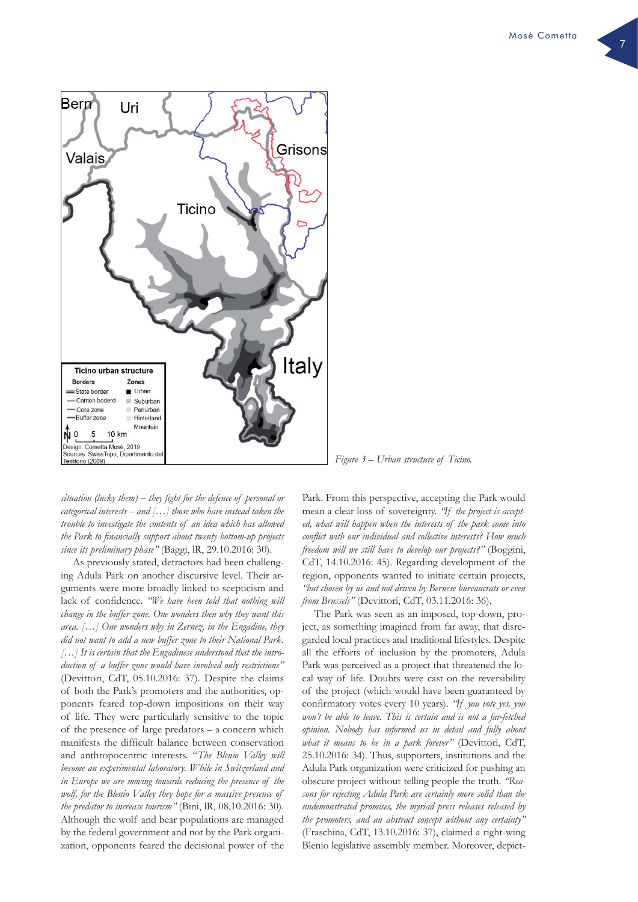*Figure 3 – Urban structure of Ticino.*

*situation (lucky them) – they fight for the defence of personal or categorical interests – and […] those who have instead taken the trouble to investigate the contents of an idea which has allowed the Park to financially support about twenty bottom-up projects since its preliminary phase"* (Baggi, lR, 29.10.2016: 30).

As previously stated, detractors had been challenging Adula Park on another discursive level. Their arguments were more broadly linked to scepticism and lack of confidence. *"We have been told that nothing will change in the buffer zone. One wonders then why they want this area. […] One wonders why in Zernez, in the Engadine, they did not want to add a new buffer zone to their National Park. […] It is certain that the Engadinese understood that the introduction of a buffer zone would have involved only restrictions"* (Devittori, CdT, 05.10.2016: 37). Despite the claims of both the Park's promoters and the authorities, opponents feared top-down impositions on their way of life. They were particularly sensitive to the topic of the presence of large predators – a concern which manifests the difficult balance between conservation and anthropocentric interests. *"The Blenio Valley will become an experimental laboratory. While in Switzerland and in Europe we are moving towards reducing the presence of the wolf, for the Blenio Valley they hope for a massive presence of the predator to increase tourism"* (Bini, lR, 08.10.2016: 30). Although the wolf and bear populations are managed by the federal government and not by the Park organization, opponents feared the decisional power of the Park. From this perspective, accepting the Park would mean a clear loss of sovereignty. *"If the project is accepted, what will happen when the interests of the park come into conflict with our individual and collective interests? How much freedom will we still have to develop our projects?"* (Boggini, CdT, 14.10.2016: 45). Regarding development of the region, opponents wanted to initiate certain projects, *"but chosen by us and not driven by Bernese bureaucrats or even from Brussels"* (Devittori, CdT, 03.11.2016: 36).

The Park was seen as an imposed, top-down, project, as something imagined from far away, that disregarded local practices and traditional lifestyles. Despite all the efforts of inclusion by the promoters, Adula Park was perceived as a project that threatened the local way of life. Doubts were cast on the reversibility of the project (which would have been guaranteed by confirmatory votes every 10 years). *"If you vote yes, you won't be able to leave. This is certain and is not a far-fetched opinion. Nobody has informed us in detail and fully about what it means to be in a park forever"* (Devittori, CdT, 25.10.2016: 34). Thus, supporters, institutions and the Adula Park organization were criticized for pushing an obscure project without telling people the truth. *"Reasons for rejecting Adula Park are certainly more solid than the undemonstrated promises, the myriad press releases released by the promoters, and an abstract concept without any certainty"* (Fraschina, CdT, 13.10.2016: 37), claimed a right-wing Blenio legislative assembly member. Moreover, depict-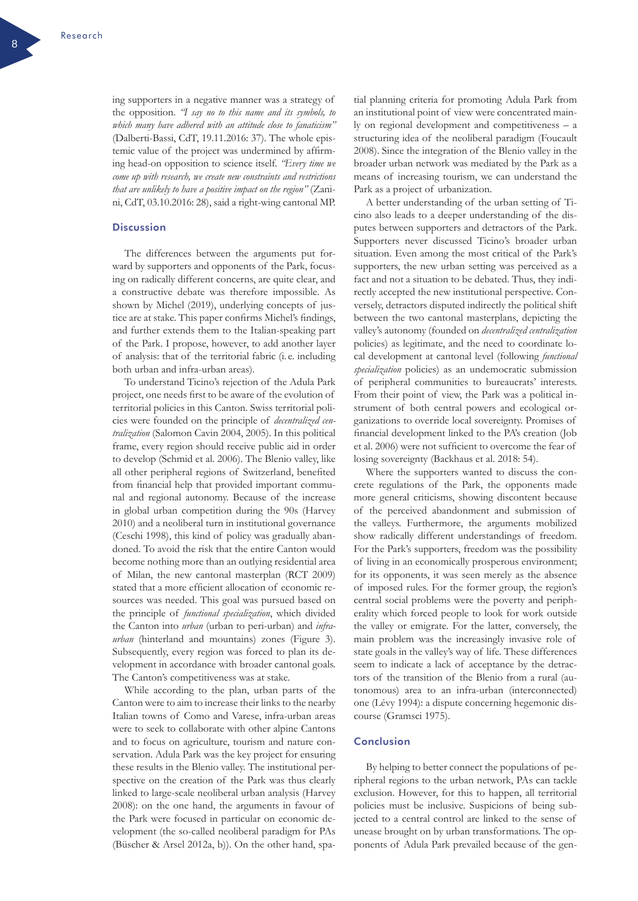ing supporters in a negative manner was a strategy of the opposition. *"I say no to this name and its symbols, to which many have adhered with an attitude close to fanaticism"* (Dalberti-Bassi, CdT, 19.11.2016: 37). The whole epistemic value of the project was undermined by affirming head-on opposition to science itself. *"Every time we come up with research, we create new constraints and restrictions that are unlikely to have a positive impact on the region"* (Zanini, CdT, 03.10.2016: 28), said a right-wing cantonal MP.

## Discussion

The differences between the arguments put forward by supporters and opponents of the Park, focusing on radically different concerns, are quite clear, and a constructive debate was therefore impossible. As shown by Michel (2019), underlying concepts of justice are at stake. This paper confirms Michel's findings, and further extends them to the Italian-speaking part of the Park. I propose, however, to add another layer of analysis: that of the territorial fabric (i. e. including both urban and infra-urban areas).

To understand Ticino's rejection of the Adula Park project, one needs first to be aware of the evolution of territorial policies in this Canton. Swiss territorial policies were founded on the principle of *decentralized centralization* (Salomon Cavin 2004, 2005). In this political frame, every region should receive public aid in order to develop (Schmid et al. 2006). The Blenio valley, like all other peripheral regions of Switzerland, benefited from financial help that provided important communal and regional autonomy. Because of the increase in global urban competition during the 90s (Harvey 2010) and a neoliberal turn in institutional governance (Ceschi 1998), this kind of policy was gradually abandoned. To avoid the risk that the entire Canton would become nothing more than an outlying residential area of Milan, the new cantonal masterplan (RCT 2009) stated that a more efficient allocation of economic resources was needed. This goal was pursued based on the principle of *functional specialization*, which divided the Canton into *urban* (urban to peri-urban) and *infra-urban* (hinterland and mountains) zones (Figure 3). Subsequently, every region was forced to plan its development in accordance with broader cantonal goals. The Canton's competitiveness was at stake.

While according to the plan, urban parts of the Canton were to aim to increase their links to the nearby Italian towns of Como and Varese, infra-urban areas were to seek to collaborate with other alpine Cantons and to focus on agriculture, tourism and nature conservation. Adula Park was the key project for ensuring these results in the Blenio valley. The institutional perspective on the creation of the Park was thus clearly linked to large-scale neoliberal urban analysis (Harvey 2008): on the one hand, the arguments in favour of the Park were focused in particular on economic development (the so-called neoliberal paradigm for PAs (Büscher & Arsel 2012a, b)). On the other hand, spatial planning criteria for promoting Adula Park from an institutional point of view were concentrated mainly on regional development and competitiveness – a structuring idea of the neoliberal paradigm (Foucault 2008). Since the integration of the Blenio valley in the broader urban network was mediated by the Park as a means of increasing tourism, we can understand the Park as a project of urbanization.

A better understanding of the urban setting of Ticino also leads to a deeper understanding of the disputes between supporters and detractors of the Park. Supporters never discussed Ticino's broader urban situation. Even among the most critical of the Park's supporters, the new urban setting was perceived as a fact and not a situation to be debated. Thus, they indirectly accepted the new institutional perspective. Conversely, detractors disputed indirectly the political shift between the two cantonal masterplans, depicting the valley's autonomy (founded on *decentralized centralization* policies) as legitimate, and the need to coordinate local development at cantonal level (following *functional specialization* policies) as an undemocratic submission of peripheral communities to bureaucrats' interests. From their point of view, the Park was a political instrument of both central powers and ecological organizations to override local sovereignty. Promises of financial development linked to the PA's creation (Job et al. 2006) were not sufficient to overcome the fear of losing sovereignty (Backhaus et al. 2018: 54).

Where the supporters wanted to discuss the concrete regulations of the Park, the opponents made more general criticisms, showing discontent because of the perceived abandonment and submission of the valleys. Furthermore, the arguments mobilized show radically different understandings of freedom. For the Park's supporters, freedom was the possibility of living in an economically prosperous environment; for its opponents, it was seen merely as the absence of imposed rules. For the former group, the region's central social problems were the poverty and peripherality which forced people to look for work outside the valley or emigrate. For the latter, conversely, the main problem was the increasingly invasive role of state goals in the valley's way of life. These differences seem to indicate a lack of acceptance by the detractors of the transition of the Blenio from a rural (autonomous) area to an infra-urban (interconnected) one (Lévy 1994): a dispute concerning hegemonic discourse (Gramsci 1975).

## Conclusion

By helping to better connect the populations of peripheral regions to the urban network, PAs can tackle exclusion. However, for this to happen, all territorial policies must be inclusive. Suspicions of being subjected to a central control are linked to the sense of unease brought on by urban transformations. The opponents of Adula Park prevailed because of the gen-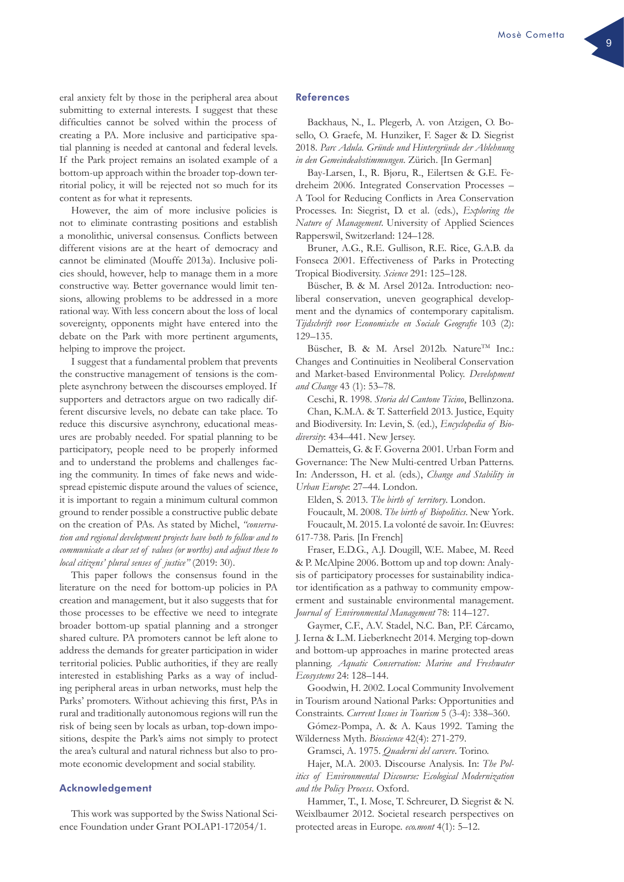eral anxiety felt by those in the peripheral area about submitting to external interests. I suggest that these difficulties cannot be solved within the process of creating a PA. More inclusive and participative spatial planning is needed at cantonal and federal levels. If the Park project remains an isolated example of a bottom-up approach within the broader top-down territorial policy, it will be rejected not so much for its content as for what it represents.

However, the aim of more inclusive policies is not to eliminate contrasting positions and establish a monolithic, universal consensus. Conflicts between different visions are at the heart of democracy and cannot be eliminated (Mouffe 2013a). Inclusive policies should, however, help to manage them in a more constructive way. Better governance would limit tensions, allowing problems to be addressed in a more rational way. With less concern about the loss of local sovereignty, opponents might have entered into the debate on the Park with more pertinent arguments, helping to improve the project.

I suggest that a fundamental problem that prevents the constructive management of tensions is the complete asynchrony between the discourses employed. If supporters and detractors argue on two radically different discursive levels, no debate can take place. To reduce this discursive asynchrony, educational measures are probably needed. For spatial planning to be participatory, people need to be properly informed and to understand the problems and challenges facing the community. In times of fake news and widespread epistemic dispute around the values of science, it is important to regain a minimum cultural common ground to render possible a constructive public debate on the creation of PAs. As stated by Michel, *"conservation and regional development projects have both to follow and to communicate a clear set of values (or worths) and adjust these to local citizens' plural senses of justice"* (2019: 30).

This paper follows the consensus found in the literature on the need for bottom-up policies in PA creation and management, but it also suggests that for those processes to be effective we need to integrate broader bottom-up spatial planning and a stronger shared culture. PA promoters cannot be left alone to address the demands for greater participation in wider territorial policies. Public authorities, if they are really interested in establishing Parks as a way of including peripheral areas in urban networks, must help the Parks' promoters. Without achieving this first, PAs in rural and traditionally autonomous regions will run the risk of being seen by locals as urban, top-down impositions, despite the Park's aims not simply to protect the area's cultural and natural richness but also to promote economic development and social stability.

## Acknowledgement

This work was supported by the Swiss National Science Foundation under Grant POLAP1-172054/1.

## References

Backhaus, N., L. Plegerb, A. von Atzigen, O. Bosello, O. Graefe, M. Hunziker, F. Sager & D. Siegrist 2018. *Parc Adula. Gründe und Hintergründe der Ablehnung in den Gemeindeabstimmungen*. Zürich. [In German]

Bay-Larsen, I., R. Bjøru, R., Eilertsen & G.E. Fedreheim 2006. Integrated Conservation Processes – A Tool for Reducing Conflicts in Area Conservation Processes. In: Siegrist, D. et al. (eds.), *Exploring the Nature of Management*. University of Applied Sciences Rapperswil, Switzerland: 124–128.

Bruner, A.G., R.E. Gullison, R.E. Rice, G.A.B. da Fonseca 2001. Effectiveness of Parks in Protecting Tropical Biodiversity. *Science* 291: 125–128.

Büscher, B. & M. Arsel 2012a. Introduction: neoliberal conservation, uneven geographical development and the dynamics of contemporary capitalism. *Tijdschrift voor Economische en Sociale Geografie* 103 (2): 129–135.

Büscher, B. & M. Arsel 2012b. Nature™ Inc.: Changes and Continuities in Neoliberal Conservation and Market-based Environmental Policy. *Development and Change* 43 (1): 53–78.

Ceschi, R. 1998. *Storia del Cantone Ticino*, Bellinzona.

Chan, K.M.A. & T. Satterfield 2013. Justice, Equity and Biodiversity. In: Levin, S. (ed.), *Encyclopedia of Biodiversity*: 434–441. New Jersey.

Dematteis, G. & F. Governa 2001. Urban Form and Governance: The New Multi-centred Urban Patterns. In: Andersson, H. et al. (eds.), *Change and Stability in Urban Europe*: 27–44. London.

Elden, S. 2013. *The birth of territory*. London.

Foucault, M. 2008. *The birth of Biopolitics*. New York.

Foucault, M. 2015. La volonté de savoir. In: Œuvres: 617-738. Paris. [In French]

Fraser, E.D.G., A.J. Dougill, W.E. Mabee, M. Reed & P. McAlpine 2006. Bottom up and top down: Analysis of participatory processes for sustainability indicator identification as a pathway to community empowerment and sustainable environmental management. *Journal of Environmental Management* 78: 114–127.

Gaymer, C.F., A.V. Stadel, N.C. Ban, P.F. Cárcamo, J. Ierna & L.M. Lieberknecht 2014. Merging top-down and bottom-up approaches in marine protected areas planning. *Aquatic Conservation: Marine and Freshwater Ecosystems* 24: 128–144.

Goodwin, H. 2002. Local Community Involvement in Tourism around National Parks: Opportunities and Constraints. *Current Issues in Tourism* 5 (3-4): 338–360.

Gómez-Pompa, A. & A. Kaus 1992. Taming the Wilderness Myth. *Bioscience* 42(4): 271-279.

Gramsci, A. 1975. *Quaderni del carcere*. Torino.

Hajer, M.A. 2003. Discourse Analysis. In: *The Politics of Environmental Discourse: Ecological Modernization and the Policy Process*. Oxford.

Hammer, T., I. Mose, T. Schreurer, D. Siegrist & N. Weixlbaumer 2012. Societal research perspectives on protected areas in Europe. *eco.mont* 4(1): 5–12.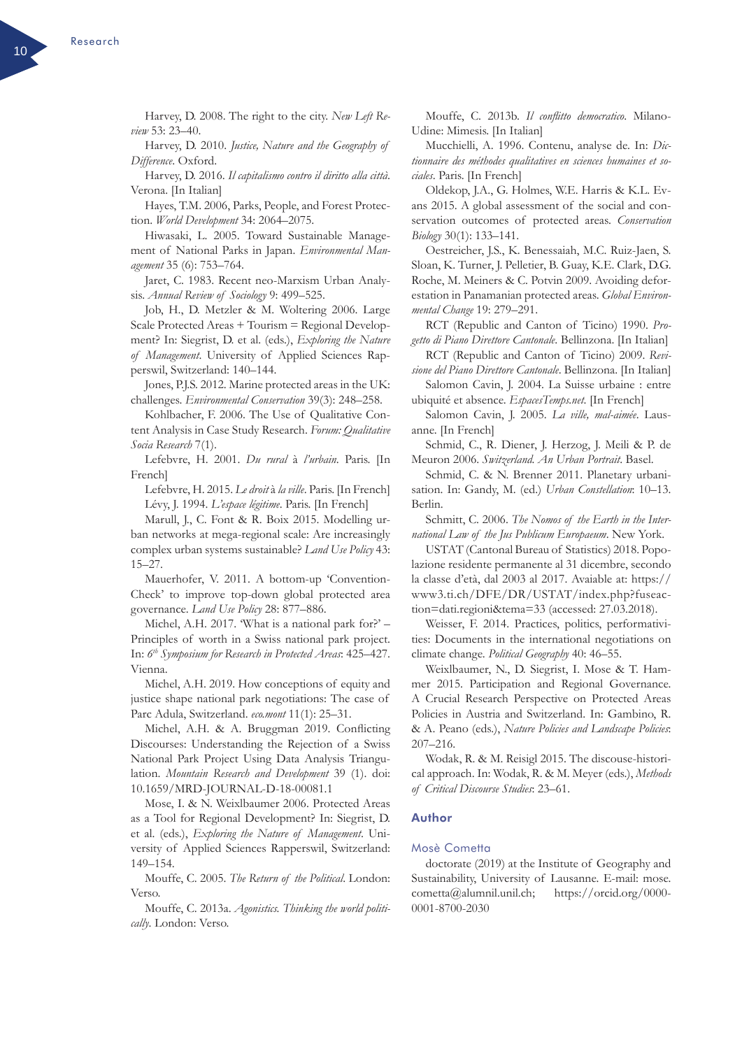Harvey, D. 2008. The right to the city. *New Left Review* 53: 23–40.

Harvey, D. 2010. *Justice, Nature and the Geography of Difference*. Oxford.

Harvey, D. 2016. *Il capitalismo contro il diritto alla città*. Verona. [In Italian]

Hayes, T.M. 2006, Parks, People, and Forest Protection. *World Development* 34: 2064–2075.

Hiwasaki, L. 2005. Toward Sustainable Management of National Parks in Japan. *Environmental Management* 35 (6): 753–764.

Jaret, C. 1983. Recent neo-Marxism Urban Analysis. *Annual Review of Sociology* 9: 499–525.

Job, H., D. Metzler & M. Woltering 2006. Large Scale Protected Areas + Tourism = Regional Development? In: Siegrist, D. et al. (eds.), *Exploring the Nature of Management*. University of Applied Sciences Rapperswil, Switzerland: 140–144.

Jones, P.J.S. 2012. Marine protected areas in the UK: challenges. *Environmental Conservation* 39(3): 248–258.

Kohlbacher, F. 2006. The Use of Qualitative Content Analysis in Case Study Research. *Forum: Qualitative Socia Research* 7(1).

Lefebvre, H. 2001. *Du rural à l'urbain*. Paris. [In French]

Lefebvre, H. 2015. *Le droit à la ville*. Paris. [In French]

Lévy, J. 1994. *L'espace légitime*. Paris. [In French]

Marull, J., C. Font & R. Boix 2015. Modelling urban networks at mega-regional scale: Are increasingly complex urban systems sustainable? *Land Use Policy* 43: 15–27.

Mauerhofer, V. 2011. A bottom-up 'Convention-Check' to improve top-down global protected area governance. *Land Use Policy* 28: 877–886.

Michel, A.H. 2017. 'What is a national park for?' – Principles of worth in a Swiss national park project. In: *6th Symposium for Research in Protected Areas*: 425–427. Vienna.

Michel, A.H. 2019. How conceptions of equity and justice shape national park negotiations: The case of Parc Adula, Switzerland. *eco.mont* 11(1): 25–31.

Michel, A.H. & A. Bruggman 2019. Conflicting Discourses: Understanding the Rejection of a Swiss National Park Project Using Data Analysis Triangulation. *Mountain Research and Development* 39 (1). doi: 10.1659/MRD-JOURNAL-D-18-00081.1

Mose, I. & N. Weixlbaumer 2006. Protected Areas as a Tool for Regional Development? In: Siegrist, D. et al. (eds.), *Exploring the Nature of Management*. University of Applied Sciences Rapperswil, Switzerland: 149–154.

Mouffe, C. 2005. *The Return of the Political*. London: Verso.

Mouffe, C. 2013a. *Agonistics. Thinking the world politically*. London: Verso.

Mouffe, C. 2013b. *Il conflitto democratico*. Milano-Udine: Mimesis. [In Italian]

Mucchielli, A. 1996. Contenu, analyse de. In: *Dictionnaire des méthodes qualitatives en sciences humaines et sociales*. Paris. [In French]

Oldekop, J.A., G. Holmes, W.E. Harris & K.L. Evans 2015. A global assessment of the social and conservation outcomes of protected areas. *Conservation Biology* 30(1): 133–141.

Oestreicher, J.S., K. Benessaiah, M.C. Ruiz-Jaen, S. Sloan, K. Turner, J. Pelletier, B. Guay, K.E. Clark, D.G. Roche, M. Meiners & C. Potvin 2009. Avoiding deforestation in Panamanian protected areas. *Global Environmental Change* 19: 279–291.

RCT (Republic and Canton of Ticino) 1990. *Progetto di Piano Direttore Cantonale*. Bellinzona. [In Italian]

RCT (Republic and Canton of Ticino) 2009. *Revisione del Piano Direttore Cantonale*. Bellinzona. [In Italian]

Salomon Cavin, J. 2004. La Suisse urbaine : entre ubiquité et absence. *EspacesTemps.net*. [In French]

Salomon Cavin, J. 2005. *La ville, mal-aimée*. Lausanne. [In French]

Schmid, C., R. Diener, J. Herzog, J. Meili & P. de Meuron 2006. *Switzerland. An Urban Portrait*. Basel.

Schmid, C. & N. Brenner 2011. Planetary urbanisation. In: Gandy, M. (ed.) *Urban Constellation*: 10–13. Berlin.

Schmitt, C. 2006. *The Nomos of the Earth in the International Law of the Jus Publicum Europaeum*. New York.

USTAT (Cantonal Bureau of Statistics) 2018. Popolazione residente permanente al 31 dicembre, secondo la classe d'età, dal 2003 al 2017. Avaiable at: https://www3.ti.ch/DFE/DR/USTAT/index.php?fuseaction=dati.regioni&tema=33 (accessed: 27.03.2018).

Weisser, F. 2014. Practices, politics, performativities: Documents in the international negotiations on climate change. *Political Geography* 40: 46–55.

Weixlbaumer, N., D. Siegrist, I. Mose & T. Hammer 2015. Participation and Regional Governance. A Crucial Research Perspective on Protected Areas Policies in Austria and Switzerland. In: Gambino, R. & A. Peano (eds.), *Nature Policies and Landscape Policies*: 207–216.

Wodak, R. & M. Reisigl 2015. The discouse-historical approach. In: Wodak, R. & M. Meyer (eds.), *Methods of Critical Discourse Studies*: 23–61.

## Author

### Mosè Cometta

doctorate (2019) at the Institute of Geography and Sustainability, University of Lausanne. E-mail: mose.cometta@alumnil.unil.ch; https://orcid.org/0000-0001-8700-2030